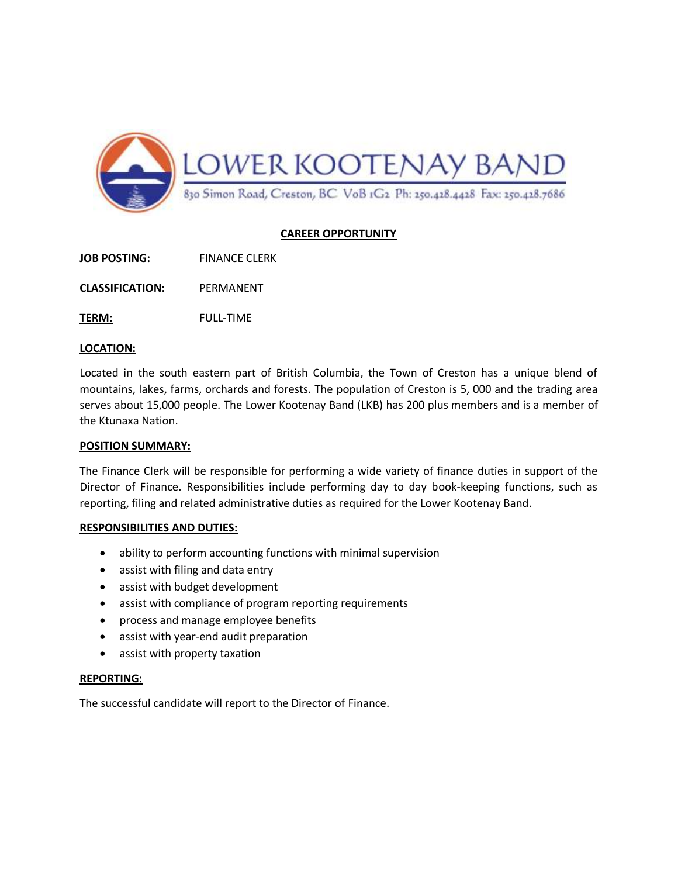# LOWER KOOTENAY BAND

830 Simon Road, Creston, BC V0B 1G2 Ph: 250.428.4428 Fax: 250.428.7686

## CAREER OPPORTUNITY

**JOB POSTING:** FINANCE CLERK

**CLASSIFICATION:** PERMANENT

**TERM:** FULL-TIME

**LOCATION:**

Located in the south eastern part of British Columbia, the Town of Creston has a unique blend of mountains, lakes, farms, orchards and forests. The population of Creston is 5, 000 and the trading area serves about 15,000 people. The Lower Kootenay Band (LKB) has 200 plus members and is a member of the Ktunaxa Nation.

**POSITION SUMMARY:**

The Finance Clerk will be responsible for performing a wide variety of finance duties in support of the Director of Finance. Responsibilities include performing day to day book-keeping functions, such as reporting, filing and related administrative duties as required for the Lower Kootenay Band.

**RESPONSIBILITIES AND DUTIES:**

- ability to perform accounting functions with minimal supervision
- assist with filing and data entry
- assist with budget development
- assist with compliance of program reporting requirements
- process and manage employee benefits
- assist with year-end audit preparation
- assist with property taxation

**REPORTING:**

The successful candidate will report to the Director of Finance.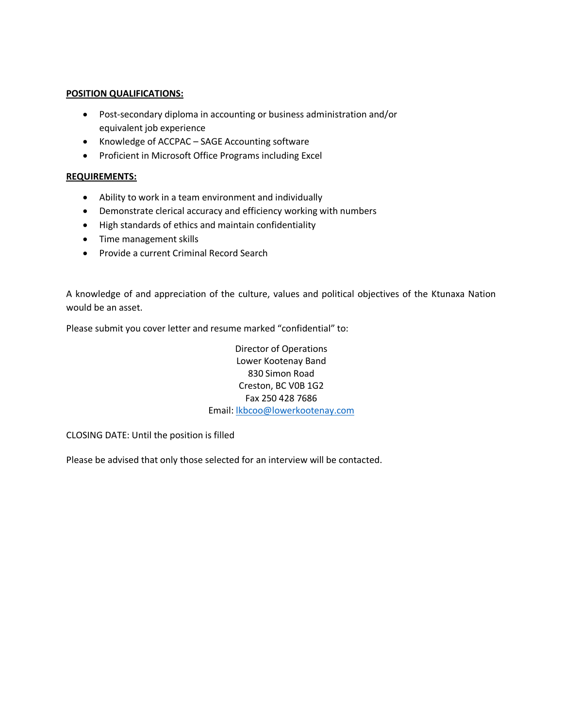**POSITION QUALIFICATIONS:**

- Post-secondary diploma in accounting or business administration and/or equivalent job experience
- Knowledge of ACCPAC – SAGE Accounting software
- Proficient in Microsoft Office Programs including Excel

**REQUIREMENTS:**

- Ability to work in a team environment and individually
- Demonstrate clerical accuracy and efficiency working with numbers
- High standards of ethics and maintain confidentiality
- Time management skills
- Provide a current Criminal Record Search

A knowledge of and appreciation of the culture, values and political objectives of the Ktunaxa Nation would be an asset.

Please submit you cover letter and resume marked "confidential" to:

Director of Operations
Lower Kootenay Band
830 Simon Road
Creston, BC V0B 1G2
Fax 250 428 7686
Email: lkbcoo@lowerkootenay.com

CLOSING DATE: Until the position is filled

Please be advised that only those selected for an interview will be contacted.